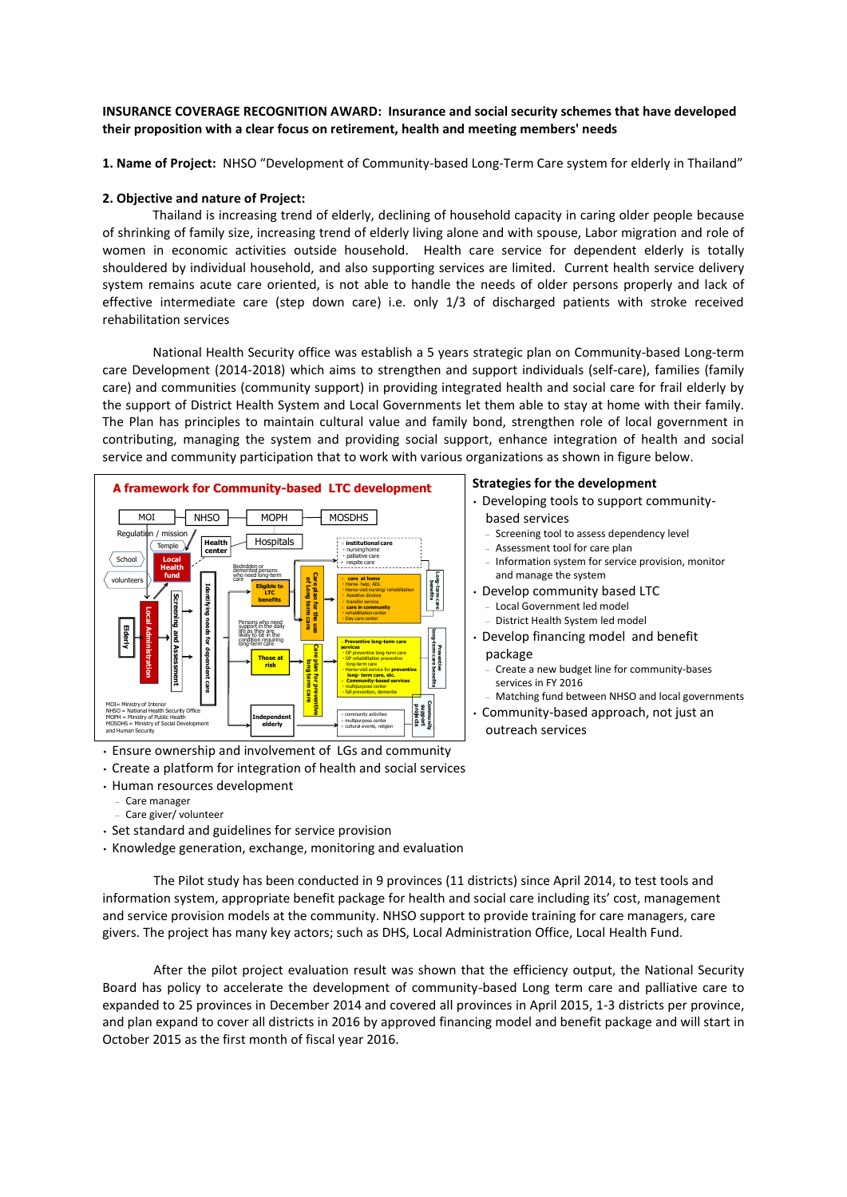**INSURANCE COVERAGE RECOGNITION AWARD: Insurance and social security schemes that have developed their proposition with a clear focus on retirement, health and meeting members' needs**

**1. Name of Project:** NHSO "Development of Community-based Long-Term Care system for elderly in Thailand"

**2. Objective and nature of Project:**

Thailand is increasing trend of elderly, declining of household capacity in caring older people because of shrinking of family size, increasing trend of elderly living alone and with spouse, Labor migration and role of women in economic activities outside household. Health care service for dependent elderly is totally shouldered by individual household, and also supporting services are limited. Current health service delivery system remains acute care oriented, is not able to handle the needs of older persons properly and lack of effective intermediate care (step down care) i.e. only 1/3 of discharged patients with stroke received rehabilitation services

National Health Security office was establish a 5 years strategic plan on Community-based Long-term care Development (2014-2018) which aims to strengthen and support individuals (self-care), families (family care) and communities (community support) in providing integrated health and social care for frail elderly by the support of District Health System and Local Governments let them able to stay at home with their family. The Plan has principles to maintain cultural value and family bond, strengthen role of local government in contributing, managing the system and providing social support, enhance integration of health and social service and community participation that to work with various organizations as shown in figure below.

**A framework for Community-based LTC development**

MOI | NHSO | MOPH | MOSDHS

Regulation / mission — Temple — School — volunteers — Local Health fund — Health center — Hospitals — Elderly — Local Administration — Screening and Assessment — Identifying needs for dependent care

Bedridden or demented persons who need long-term care → Eligible to LTC benefits → Care plan for the use of Long term care → institutional care (nursing home, palliative care, respite care); care at home (Home-help, ADL, Home-visit nursing/ rehabilitation, Assistive devices, transfer service); care in community (rehabilitation center, Day care center) → Long-term care benefits

Persons who need support in the daily life as they are likely to be in the condition requiring long-term care → Those at risk → Care plan for preventive long term care → Preventive long-term care services (OP preventive long-term care, OP rehabilitation preventive long-term care, Home-visit service for preventive long- term care, etc.); Community-based services (multipurpose center, fall prevention, dementia) → Preventive long-term care benefits

Independent elderly → community activities, multipurpose center, cultural events, religion → Community support projects

MOI= Ministry of Interior
NHSO = National Health Security Office
MOPH = Ministry of Public Health
MOSDHS = Ministry of Social Development and Human Security

**Strategies for the development**

- Developing tools to support community-based services
  - Screening tool to assess dependency level
  - Assessment tool for care plan
  - Information system for service provision, monitor and manage the system
- Develop community based LTC
  - Local Government led model
  - District Health System led model
- Develop financing model and benefit package
  - Create a new budget line for community-bases services in FY 2016
  - Matching fund between NHSO and local governments
- Community-based approach, not just an outreach services
- Ensure ownership and involvement of LGs and community
- Create a platform for integration of health and social services
- Human resources development
  - Care manager
  - Care giver/ volunteer
- Set standard and guidelines for service provision
- Knowledge generation, exchange, monitoring and evaluation

The Pilot study has been conducted in 9 provinces (11 districts) since April 2014, to test tools and information system, appropriate benefit package for health and social care including its' cost, management and service provision models at the community. NHSO support to provide training for care managers, care givers. The project has many key actors; such as DHS, Local Administration Office, Local Health Fund.

After the pilot project evaluation result was shown that the efficiency output, the National Security Board has policy to accelerate the development of community-based Long term care and palliative care to expanded to 25 provinces in December 2014 and covered all provinces in April 2015, 1-3 districts per province, and plan expand to cover all districts in 2016 by approved financing model and benefit package and will start in October 2015 as the first month of fiscal year 2016.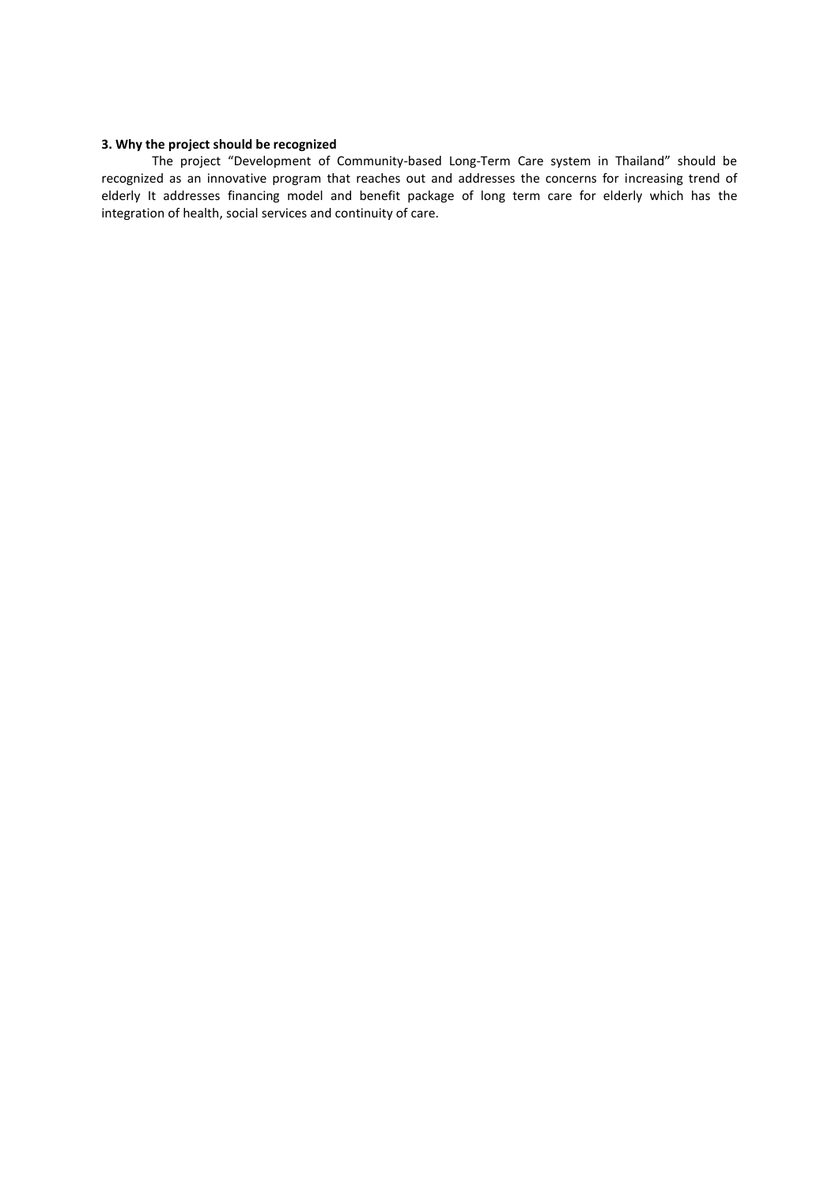**3. Why the project should be recognized**

The project “Development of Community-based Long-Term Care system in Thailand” should be recognized as an innovative program that reaches out and addresses the concerns for increasing trend of elderly It addresses financing model and benefit package of long term care for elderly which has the integration of health, social services and continuity of care.